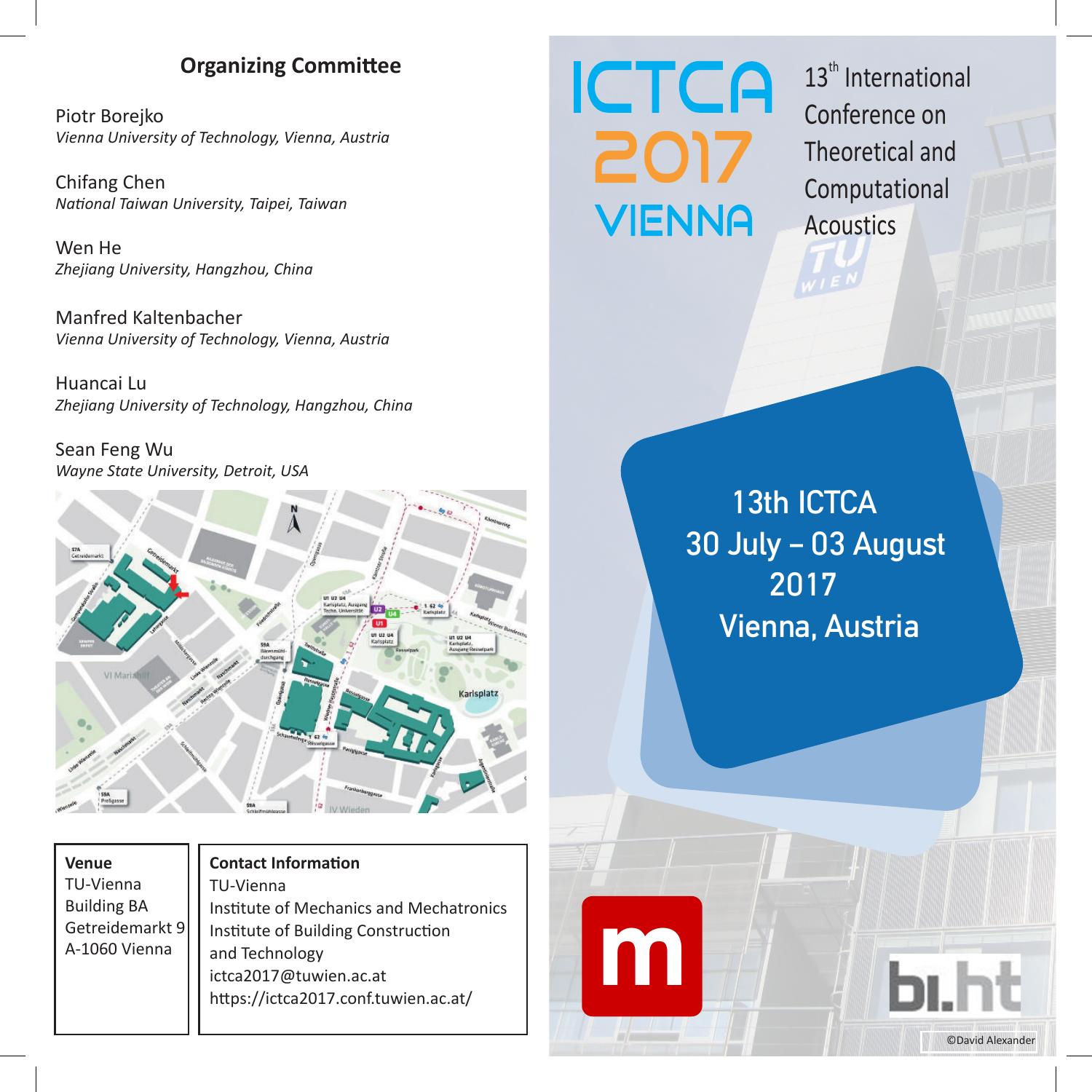## Organizing Committee

Piotr Borejko
*Vienna University of Technology, Vienna, Austria*

Chifang Chen
*National Taiwan University, Taipei, Taiwan*

Wen He
*Zhejiang University, Hangzhou, China*

Manfred Kaltenbacher
*Vienna University of Technology, Vienna, Austria*

Huancai Lu
*Zhejiang University of Technology, Hangzhou, China*

Sean Feng Wu
*Wayne State University, Detroit, USA*

**Venue**
TU-Vienna
Building BA
Getreidemarkt 9
A-1060 Vienna

**Contact Information**
TU-Vienna
Institute of Mechanics and Mechatronics
Institute of Building Construction and Technology
ictca2017@tuwien.ac.at
https://ictca2017.conf.tuwien.ac.at/

# ICTCA 2017 VIENNA

13th International Conference on Theoretical and Computational Acoustics

## 13th ICTCA
## 30 July – 03 August 2017
## Vienna, Austria

©David Alexander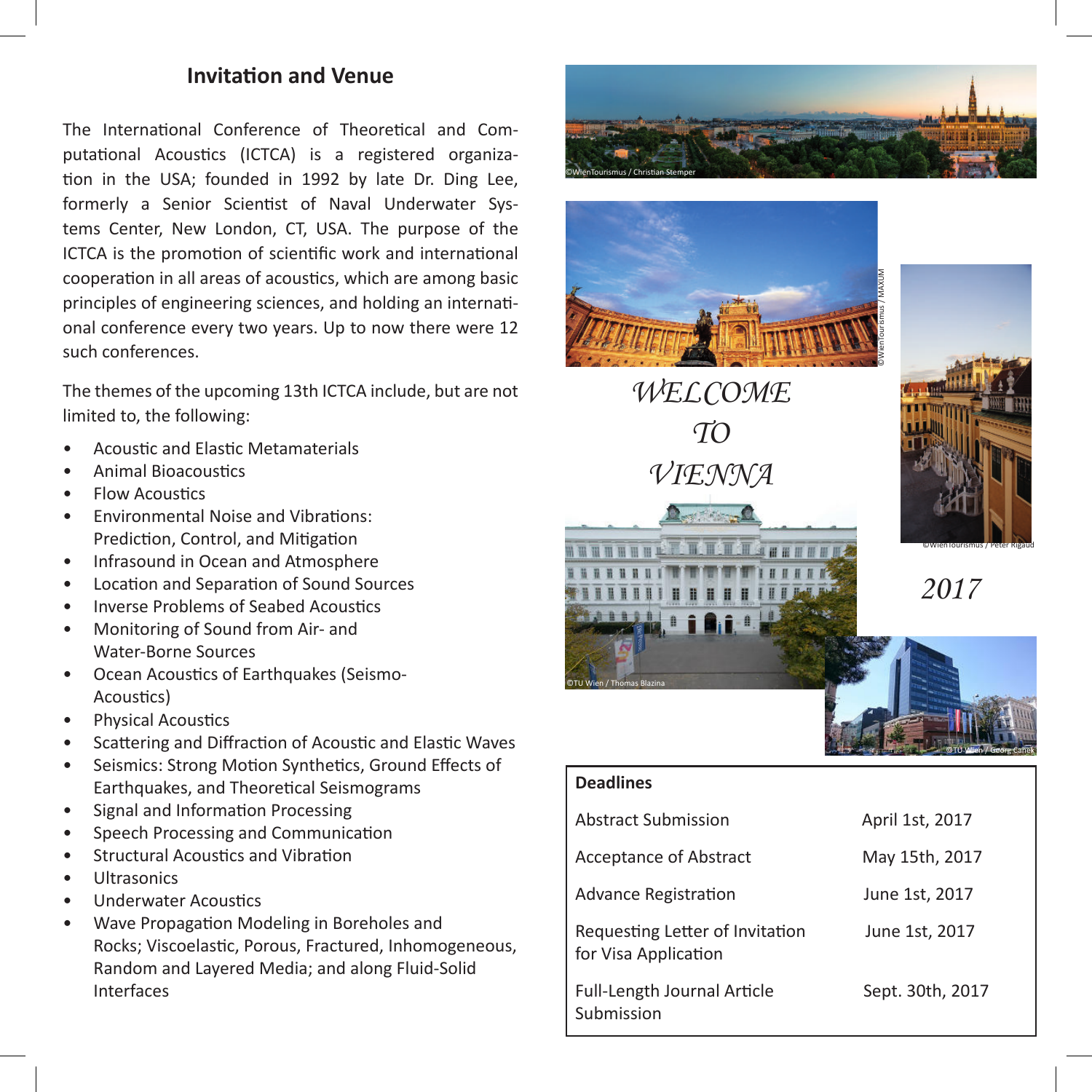## Invitation and Venue

The International Conference of Theoretical and Computational Acoustics (ICTCA) is a registered organization in the USA; founded in 1992 by late Dr. Ding Lee, formerly a Senior Scientist of Naval Underwater Systems Center, New London, CT, USA. The purpose of the ICTCA is the promotion of scientific work and international cooperation in all areas of acoustics, which are among basic principles of engineering sciences, and holding an international conference every two years. Up to now there were 12 such conferences.

The themes of the upcoming 13th ICTCA include, but are not limited to, the following:

- Acoustic and Elastic Metamaterials
- Animal Bioacoustics
- Flow Acoustics
- Environmental Noise and Vibrations: Prediction, Control, and Mitigation
- Infrasound in Ocean and Atmosphere
- Location and Separation of Sound Sources
- Inverse Problems of Seabed Acoustics
- Monitoring of Sound from Air- and Water-Borne Sources
- Ocean Acoustics of Earthquakes (Seismo-Acoustics)
- Physical Acoustics
- Scattering and Diffraction of Acoustic and Elastic Waves
- Seismics: Strong Motion Synthetics, Ground Effects of Earthquakes, and Theoretical Seismograms
- Signal and Information Processing
- Speech Processing and Communication
- Structural Acoustics and Vibration
- Ultrasonics
- Underwater Acoustics
- Wave Propagation Modeling in Boreholes and Rocks; Viscoelastic, Porous, Fractured, Inhomogeneous, Random and Layered Media; and along Fluid-Solid Interfaces

©WienTourismus / Christian Stemper

©WienTourismus / MAXUM

*WELCOME TO VIENNA*

©WienTourismus / Peter Rigaud

*2017*

©TU Wien / Thomas Blazina

©TU Wien / Georg Canek

| Deadlines | |
|---|---|
| Abstract Submission | April 1st, 2017 |
| Acceptance of Abstract | May 15th, 2017 |
| Advance Registration | June 1st, 2017 |
| Requesting Letter of Invitation for Visa Application | June 1st, 2017 |
| Full-Length Journal Article Submission | Sept. 30th, 2017 |